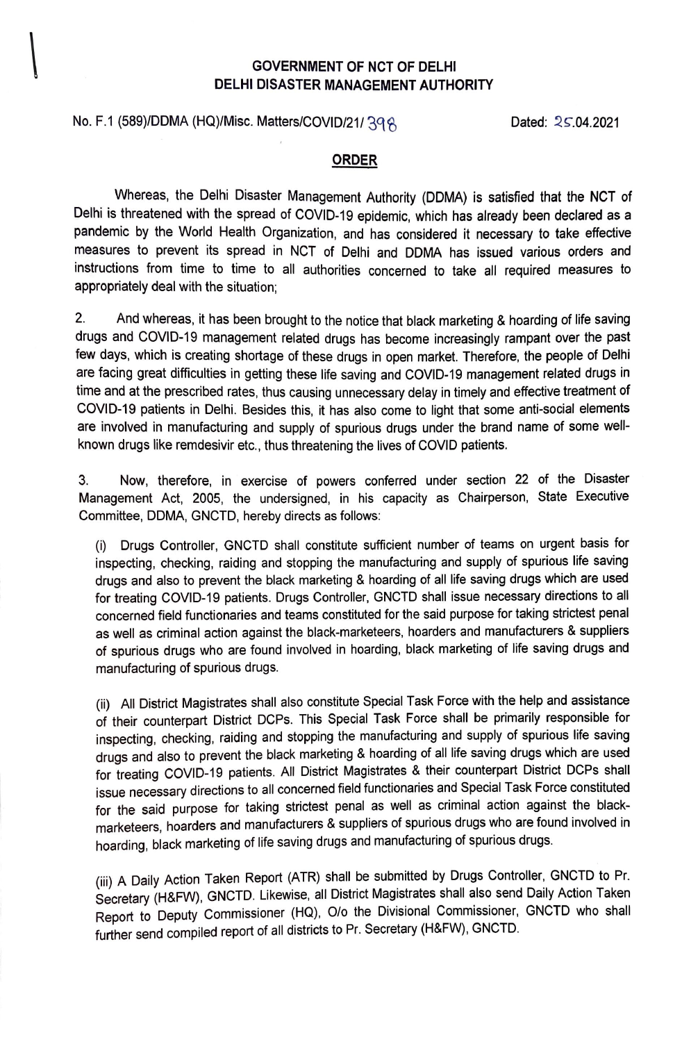**GOVERNMENT OF NCT OF DELHI**
**DELHI DISASTER MANAGEMENT AUTHORITY**

No. F.1 (589)/DDMA (HQ)/Misc. Matters/COVID/21/ 398 Dated: 25.04.2021

## ORDER

Whereas, the Delhi Disaster Management Authority (DDMA) is satisfied that the NCT of Delhi is threatened with the spread of COVID-19 epidemic, which has already been declared as a pandemic by the World Health Organization, and has considered it necessary to take effective measures to prevent its spread in NCT of Delhi and DDMA has issued various orders and instructions from time to time to all authorities concerned to take all required measures to appropriately deal with the situation;

2. And whereas, it has been brought to the notice that black marketing & hoarding of life saving drugs and COVID-19 management related drugs has become increasingly rampant over the past few days, which is creating shortage of these drugs in open market. Therefore, the people of Delhi are facing great difficulties in getting these life saving and COVID-19 management related drugs in time and at the prescribed rates, thus causing unnecessary delay in timely and effective treatment of COVID-19 patients in Delhi. Besides this, it has also come to light that some anti-social elements are involved in manufacturing and supply of spurious drugs under the brand name of some well-known drugs like remdesivir etc., thus threatening the lives of COVID patients.

3. Now, therefore, in exercise of powers conferred under section 22 of the Disaster Management Act, 2005, the undersigned, in his capacity as Chairperson, State Executive Committee, DDMA, GNCTD, hereby directs as follows:

(i) Drugs Controller, GNCTD shall constitute sufficient number of teams on urgent basis for inspecting, checking, raiding and stopping the manufacturing and supply of spurious life saving drugs and also to prevent the black marketing & hoarding of all life saving drugs which are used for treating COVID-19 patients. Drugs Controller, GNCTD shall issue necessary directions to all concerned field functionaries and teams constituted for the said purpose for taking strictest penal as well as criminal action against the black-marketeers, hoarders and manufacturers & suppliers of spurious drugs who are found involved in hoarding, black marketing of life saving drugs and manufacturing of spurious drugs.

(ii) All District Magistrates shall also constitute Special Task Force with the help and assistance of their counterpart District DCPs. This Special Task Force shall be primarily responsible for inspecting, checking, raiding and stopping the manufacturing and supply of spurious life saving drugs and also to prevent the black marketing & hoarding of all life saving drugs which are used for treating COVID-19 patients. All District Magistrates & their counterpart District DCPs shall issue necessary directions to all concerned field functionaries and Special Task Force constituted for the said purpose for taking strictest penal as well as criminal action against the black-marketeers, hoarders and manufacturers & suppliers of spurious drugs who are found involved in hoarding, black marketing of life saving drugs and manufacturing of spurious drugs.

(iii) A Daily Action Taken Report (ATR) shall be submitted by Drugs Controller, GNCTD to Pr. Secretary (H&FW), GNCTD. Likewise, all District Magistrates shall also send Daily Action Taken Report to Deputy Commissioner (HQ), O/o the Divisional Commissioner, GNCTD who shall further send compiled report of all districts to Pr. Secretary (H&FW), GNCTD.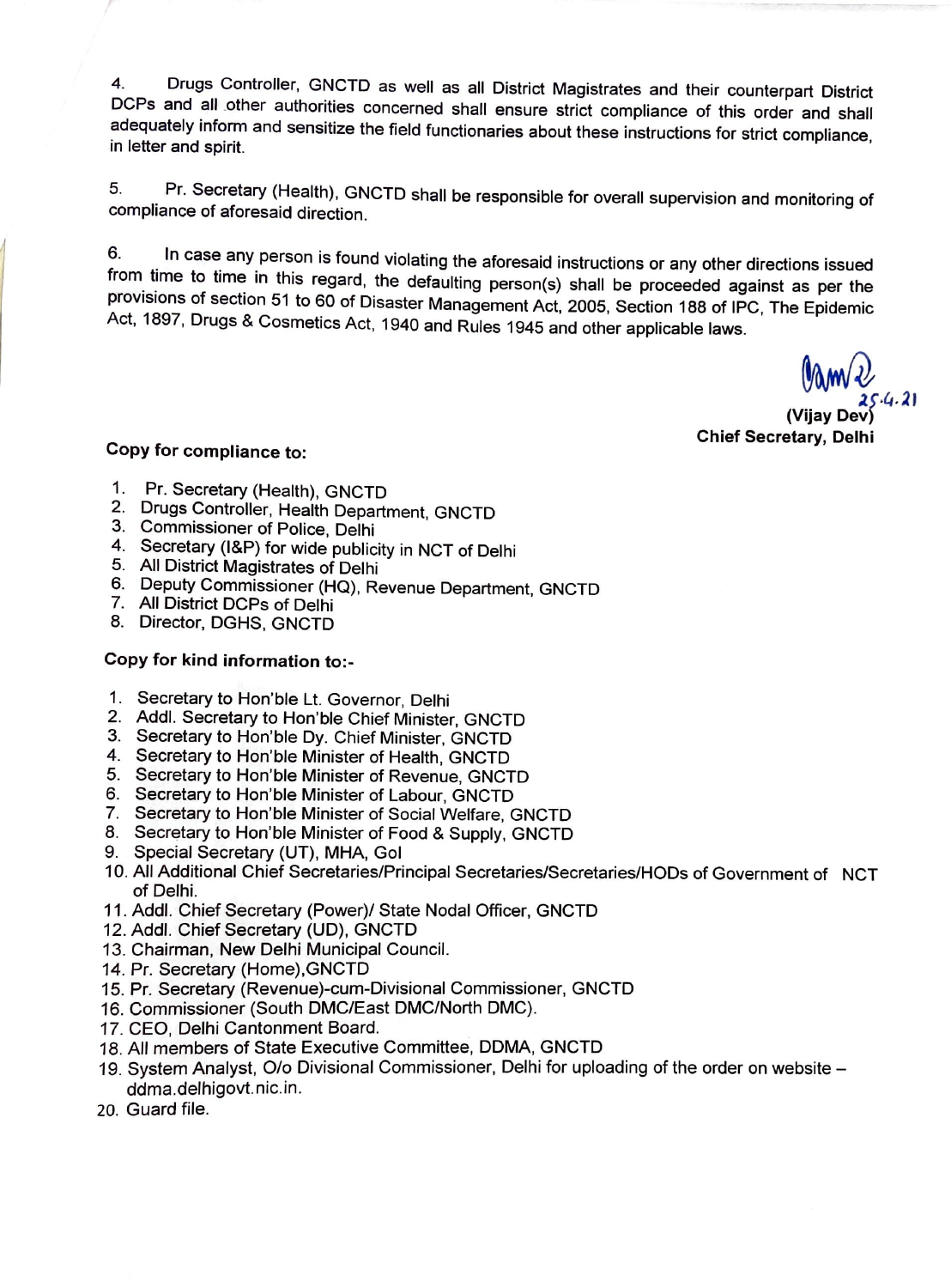4. Drugs Controller, GNCTD as well as all District Magistrates and their counterpart District DCPs and all other authorities concerned shall ensure strict compliance of this order and shall adequately inform and sensitize the field functionaries about these instructions for strict compliance, in letter and spirit.

5. Pr. Secretary (Health), GNCTD shall be responsible for overall supervision and monitoring of compliance of aforesaid direction.

6. In case any person is found violating the aforesaid instructions or any other directions issued from time to time in this regard, the defaulting person(s) shall be proceeded against as per the provisions of section 51 to 60 of Disaster Management Act, 2005, Section 188 of IPC, The Epidemic Act, 1897, Drugs & Cosmetics Act, 1940 and Rules 1945 and other applicable laws.

25.4.21
**(Vijay Dev)**
**Chief Secretary, Delhi**

**Copy for compliance to:**

1. Pr. Secretary (Health), GNCTD
2. Drugs Controller, Health Department, GNCTD
3. Commissioner of Police, Delhi
4. Secretary (I&P) for wide publicity in NCT of Delhi
5. All District Magistrates of Delhi
6. Deputy Commissioner (HQ), Revenue Department, GNCTD
7. All District DCPs of Delhi
8. Director, DGHS, GNCTD

**Copy for kind information to:-**

1. Secretary to Hon'ble Lt. Governor, Delhi
2. Addl. Secretary to Hon'ble Chief Minister, GNCTD
3. Secretary to Hon'ble Dy. Chief Minister, GNCTD
4. Secretary to Hon'ble Minister of Health, GNCTD
5. Secretary to Hon'ble Minister of Revenue, GNCTD
6. Secretary to Hon'ble Minister of Labour, GNCTD
7. Secretary to Hon'ble Minister of Social Welfare, GNCTD
8. Secretary to Hon'ble Minister of Food & Supply, GNCTD
9. Special Secretary (UT), MHA, GoI
10. All Additional Chief Secretaries/Principal Secretaries/Secretaries/HODs of Government of NCT of Delhi.
11. Addl. Chief Secretary (Power)/ State Nodal Officer, GNCTD
12. Addl. Chief Secretary (UD), GNCTD
13. Chairman, New Delhi Municipal Council.
14. Pr. Secretary (Home),GNCTD
15. Pr. Secretary (Revenue)-cum-Divisional Commissioner, GNCTD
16. Commissioner (South DMC/East DMC/North DMC).
17. CEO, Delhi Cantonment Board.
18. All members of State Executive Committee, DDMA, GNCTD
19. System Analyst, O/o Divisional Commissioner, Delhi for uploading of the order on website – ddma.delhigovt.nic.in.
20. Guard file.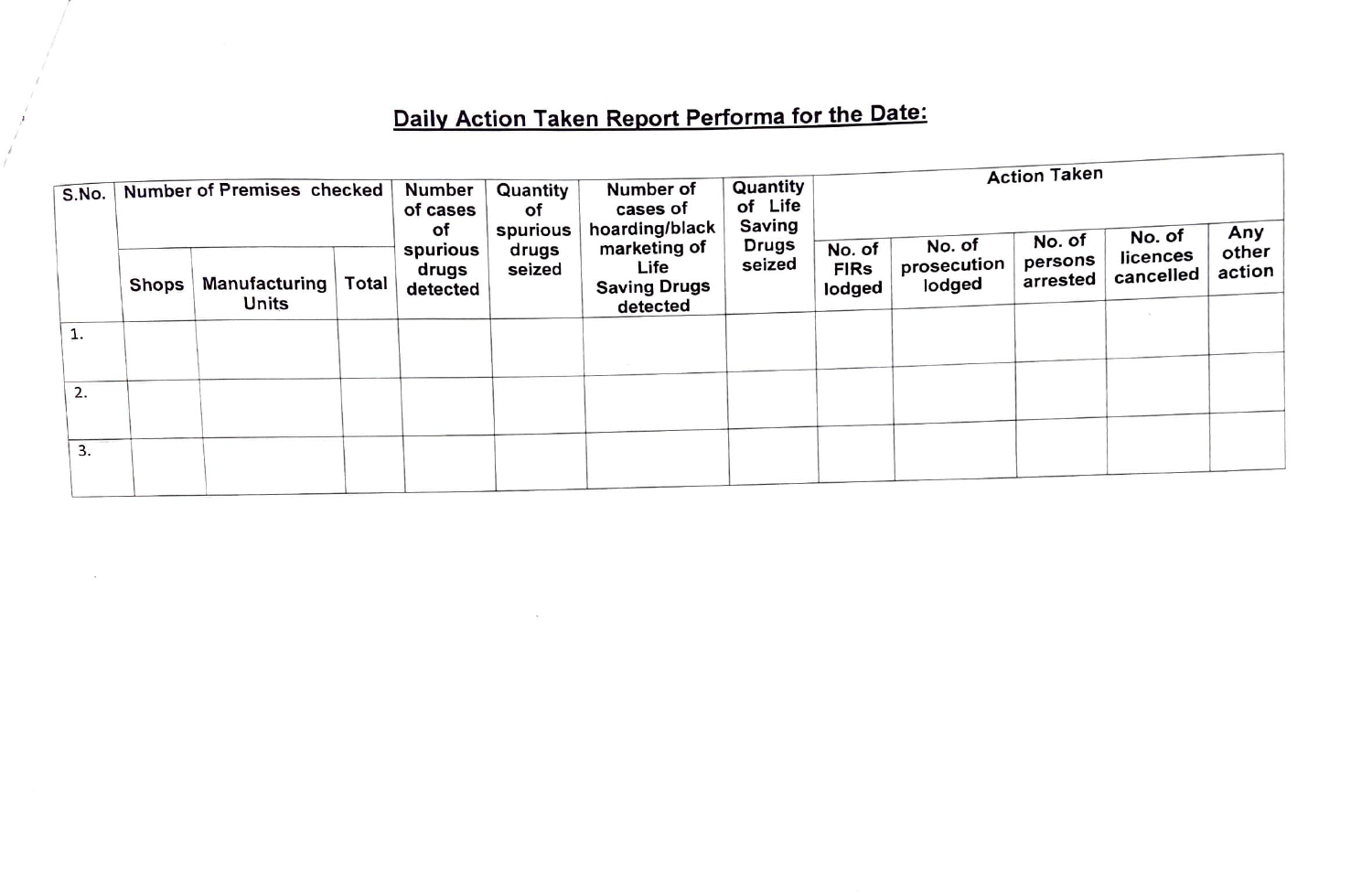## Daily Action Taken Report Performa for the Date:

| S.No. | Number of Premises checked | | | Number of cases of spurious drugs detected | Quantity of spurious drugs seized | Number of cases of hoarding/black marketing of Life Saving Drugs detected | Quantity of Life Saving Drugs seized | Action Taken | | | | |
|---|---|---|---|---|---|---|---|---|---|---|---|---|
| | Shops | Manufacturing Units | Total | | | | | No. of FIRs lodged | No. of prosecution lodged | No. of persons arrested | No. of licences cancelled | Any other action |
| 1. | | | | | | | | | | | | |
| 2. | | | | | | | | | | | | |
| 3. | | | | | | | | | | | | |